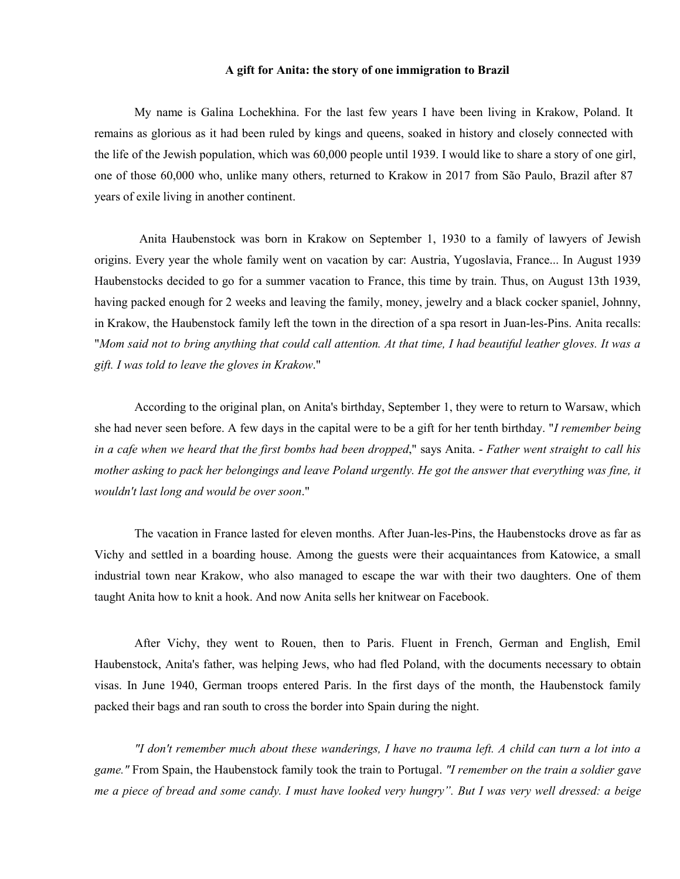**A gift for Anita: the story of one immigration to Brazil**

My name is Galina Lochekhina. For the last few years I have been living in Krakow, Poland. It remains as glorious as it had been ruled by kings and queens, soaked in history and closely connected with the life of the Jewish population, which was 60,000 people until 1939. I would like to share a story of one girl, one of those 60,000 who, unlike many others, returned to Krakow in 2017 from São Paulo, Brazil after 87 years of exile living in another continent.

Anita Haubenstock was born in Krakow on September 1, 1930 to a family of lawyers of Jewish origins. Every year the whole family went on vacation by car: Austria, Yugoslavia, France... In August 1939 Haubenstocks decided to go for a summer vacation to France, this time by train. Thus, on August 13th 1939, having packed enough for 2 weeks and leaving the family, money, jewelry and a black cocker spaniel, Johnny, in Krakow, the Haubenstock family left the town in the direction of a spa resort in Juan-les-Pins. Anita recalls: "*Mom said not to bring anything that could call attention. At that time, I had beautiful leather gloves. It was a gift. I was told to leave the gloves in Krakow*."

According to the original plan, on Anita's birthday, September 1, they were to return to Warsaw, which she had never seen before. A few days in the capital were to be a gift for her tenth birthday. "*I remember being in a cafe when we heard that the first bombs had been dropped*," says Anita. - *Father went straight to call his mother asking to pack her belongings and leave Poland urgently. He got the answer that everything was fine, it wouldn't last long and would be over soon*."

The vacation in France lasted for eleven months. After Juan-les-Pins, the Haubenstocks drove as far as Vichy and settled in a boarding house. Among the guests were their acquaintances from Katowice, a small industrial town near Krakow, who also managed to escape the war with their two daughters. One of them taught Anita how to knit a hook. And now Anita sells her knitwear on Facebook.

After Vichy, they went to Rouen, then to Paris. Fluent in French, German and English, Emil Haubenstock, Anita's father, was helping Jews, who had fled Poland, with the documents necessary to obtain visas. In June 1940, German troops entered Paris. In the first days of the month, the Haubenstock family packed their bags and ran south to cross the border into Spain during the night.

*"I don't remember much about these wanderings, I have no trauma left. A child can turn a lot into a game."* From Spain, the Haubenstock family took the train to Portugal. *"I remember on the train a soldier gave me a piece of bread and some candy. I must have looked very hungry". But I was very well dressed: a beige*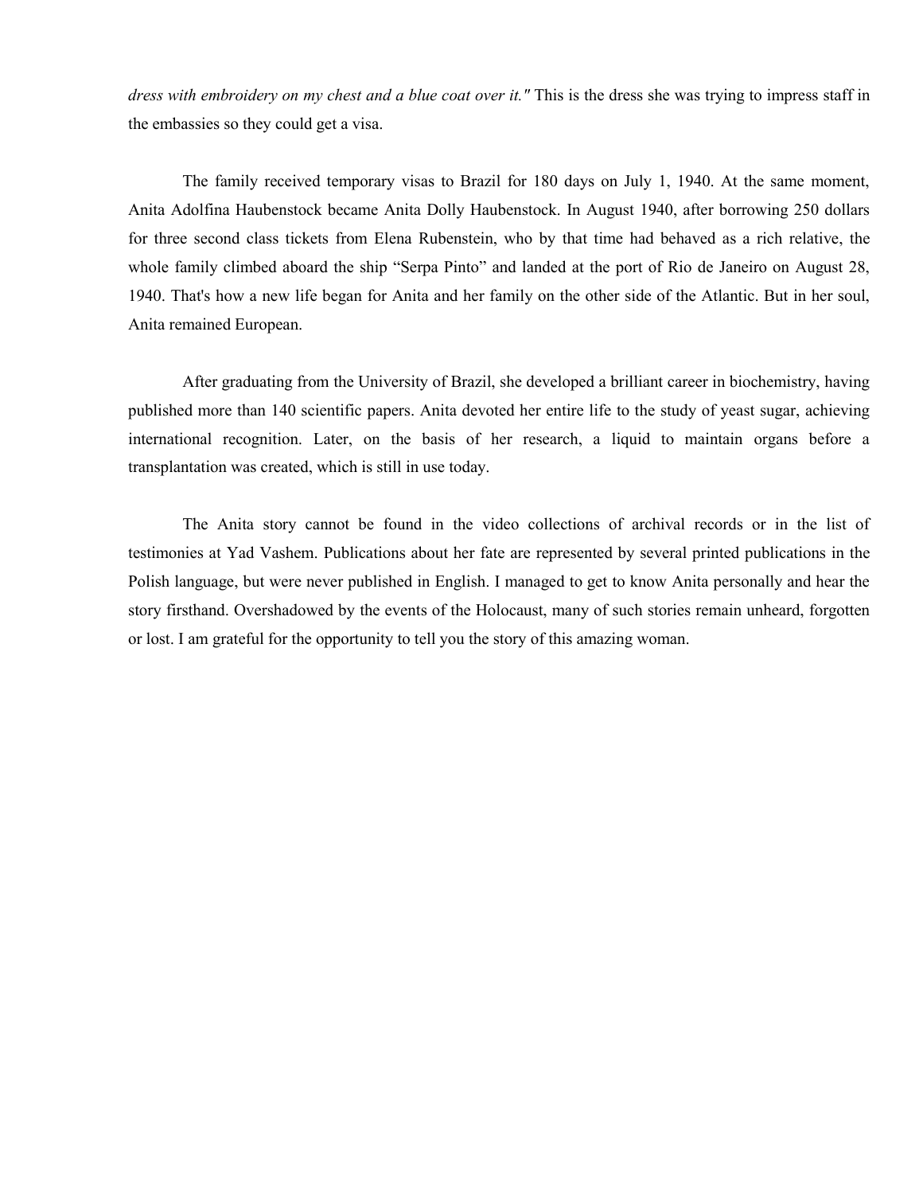*dress with embroidery on my chest and a blue coat over it."* This is the dress she was trying to impress staff in the embassies so they could get a visa.

The family received temporary visas to Brazil for 180 days on July 1, 1940. At the same moment, Anita Adolfina Haubenstock became Anita Dolly Haubenstock. In August 1940, after borrowing 250 dollars for three second class tickets from Elena Rubenstein, who by that time had behaved as a rich relative, the whole family climbed aboard the ship "Serpa Pinto" and landed at the port of Rio de Janeiro on August 28, 1940. That's how a new life began for Anita and her family on the other side of the Atlantic. But in her soul, Anita remained European.

After graduating from the University of Brazil, she developed a brilliant career in biochemistry, having published more than 140 scientific papers. Anita devoted her entire life to the study of yeast sugar, achieving international recognition. Later, on the basis of her research, a liquid to maintain organs before a transplantation was created, which is still in use today.

The Anita story cannot be found in the video collections of archival records or in the list of testimonies at Yad Vashem. Publications about her fate are represented by several printed publications in the Polish language, but were never published in English. I managed to get to know Anita personally and hear the story firsthand. Overshadowed by the events of the Holocaust, many of such stories remain unheard, forgotten or lost. I am grateful for the opportunity to tell you the story of this amazing woman.